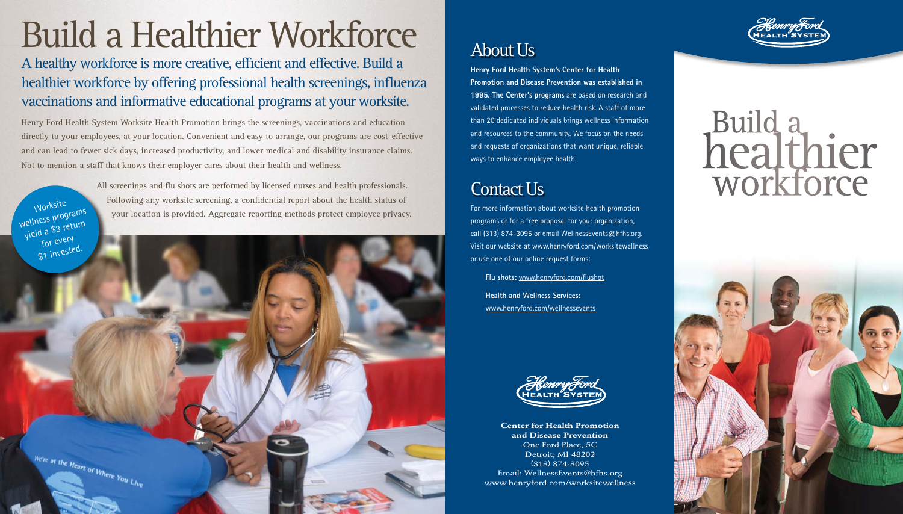# Build a Healthier Workforce

## A healthy workforce is more creative, efficient and effective. Build a healthier workforce by offering professional health screenings, influenza vaccinations and informative educational programs at your worksite.

Henry Ford Health System Worksite Health Promotion brings the screenings, vaccinations and education directly to your employees, at your location. Convenient and easy to arrange, our programs are cost-effective and can lead to fewer sick days, increased productivity, and lower medical and disability insurance claims. Not to mention a staff that knows their employer cares about their health and wellness.

All screenings and flu shots are performed by licensed nurses and health professionals. Following any worksite screening, a confidential report about the health status of your location is provided. Aggregate reporting methods protect employee privacy.

Worksite wellness programs yield a $3 return for every $1 invested.

## About Us

**Henry Ford Health System's Center for Health Promotion and Disease Prevention was established in 1995. The Center's programs** are based on research and validated processes to reduce health risk. A staff of more than 20 dedicated individuals brings wellness information and resources to the community. We focus on the needs and requests of organizations that want unique, reliable ways to enhance employee health.

## Contact Us

For more information about worksite health promotion programs or for a free proposal for your organization, call (313) 874-3095 or email WellnessEvents@hfhs.org. Visit our website at www.henryford.com/worksitewellness or use one of our online request forms:

**Flu shots:** www.henryford.com/flushot

**Health and Wellness Services:** www.henryford.com/wellnessevents

Henry Ford Health System

**Center for Health Promotion and Disease Prevention**
One Ford Place, 5C
Detroit, MI 48202
(313) 874-3095
Email: WellnessEvents@hfhs.org
www.henryford.com/worksitewellness

Henry Ford Health System

# Build a healthier workforce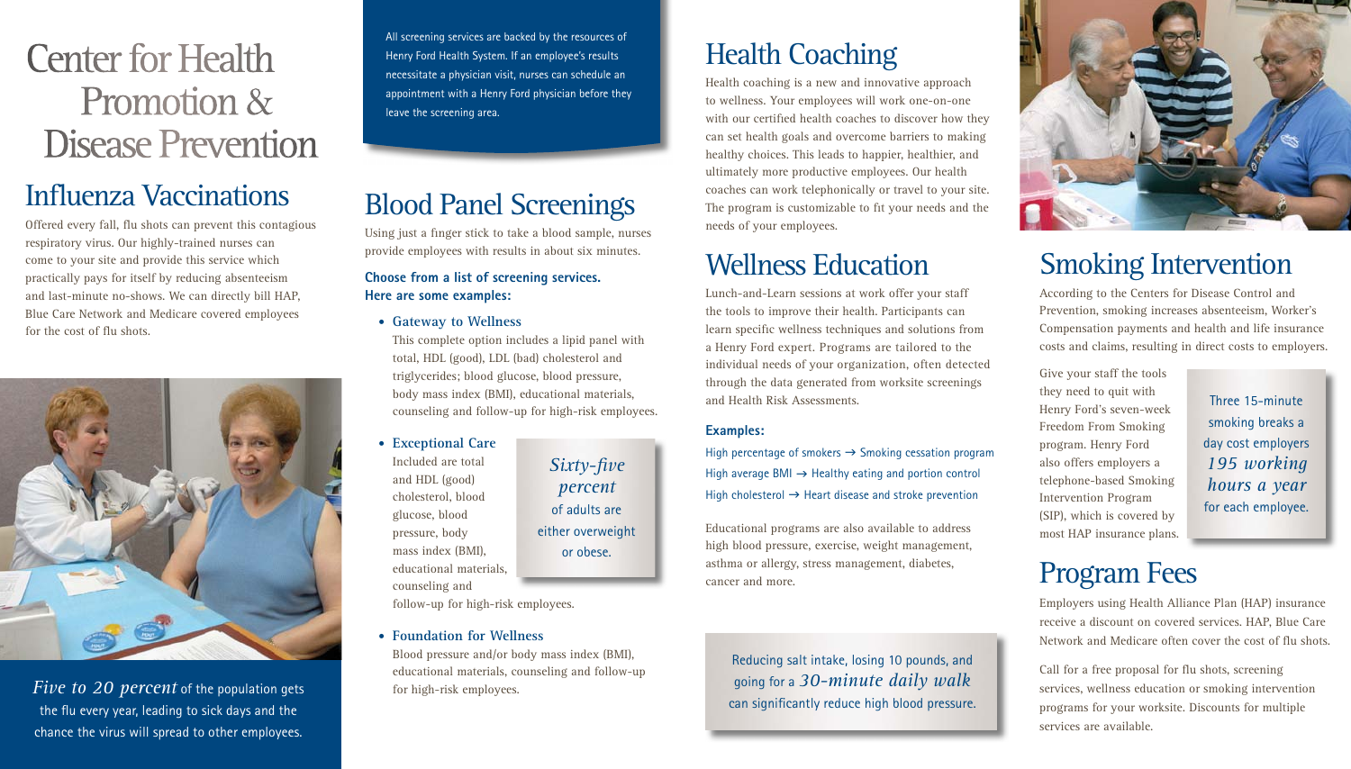# Center for Health Promotion & Disease Prevention

## Influenza Vaccinations

Offered every fall, flu shots can prevent this contagious respiratory virus. Our highly-trained nurses can come to your site and provide this service which practically pays for itself by reducing absenteeism and last-minute no-shows. We can directly bill HAP, Blue Care Network and Medicare covered employees for the cost of flu shots.

*Five to 20 percent* of the population gets the flu every year, leading to sick days and the chance the virus will spread to other employees.

All screening services are backed by the resources of Henry Ford Health System. If an employee's results necessitate a physician visit, nurses can schedule an appointment with a Henry Ford physician before they leave the screening area.

## Blood Panel Screenings

Using just a finger stick to take a blood sample, nurses provide employees with results in about six minutes.

**Choose from a list of screening services. Here are some examples:**

- **Gateway to Wellness**
  This complete option includes a lipid panel with total, HDL (good), LDL (bad) cholesterol and triglycerides; blood glucose, blood pressure, body mass index (BMI), educational materials, counseling and follow-up for high-risk employees.

- **Exceptional Care**
  Included are total and HDL (good) cholesterol, blood glucose, blood pressure, body mass index (BMI), educational materials, counseling and follow-up for high-risk employees.

- **Foundation for Wellness**
  Blood pressure and/or body mass index (BMI), educational materials, counseling and follow-up for high-risk employees.

*Sixty-five percent* of adults are either overweight or obese.

## Health Coaching

Health coaching is a new and innovative approach to wellness. Your employees will work one-on-one with our certified health coaches to discover how they can set health goals and overcome barriers to making healthy choices. This leads to happier, healthier, and ultimately more productive employees. Our health coaches can work telephonically or travel to your site. The program is customizable to fit your needs and the needs of your employees.

## Wellness Education

Lunch-and-Learn sessions at work offer your staff the tools to improve their health. Participants can learn specific wellness techniques and solutions from a Henry Ford expert. Programs are tailored to the individual needs of your organization, often detected through the data generated from worksite screenings and Health Risk Assessments.

**Examples:**

High percentage of smokers → Smoking cessation program
High average BMI → Healthy eating and portion control
High cholesterol → Heart disease and stroke prevention

Educational programs are also available to address high blood pressure, exercise, weight management, asthma or allergy, stress management, diabetes, cancer and more.

Reducing salt intake, losing 10 pounds, and going for a *30-minute daily walk* can significantly reduce high blood pressure.

## Smoking Intervention

According to the Centers for Disease Control and Prevention, smoking increases absenteeism, Worker's Compensation payments and health and life insurance costs and claims, resulting in direct costs to employers.

Give your staff the tools they need to quit with Henry Ford's seven-week Freedom From Smoking program. Henry Ford also offers employers a telephone-based Smoking Intervention Program (SIP), which is covered by most HAP insurance plans.

Three 15-minute smoking breaks a day cost employers *195 working hours a year* for each employee.

## Program Fees

Employers using Health Alliance Plan (HAP) insurance receive a discount on covered services. HAP, Blue Care Network and Medicare often cover the cost of flu shots.

Call for a free proposal for flu shots, screening services, wellness education or smoking intervention programs for your worksite. Discounts for multiple services are available.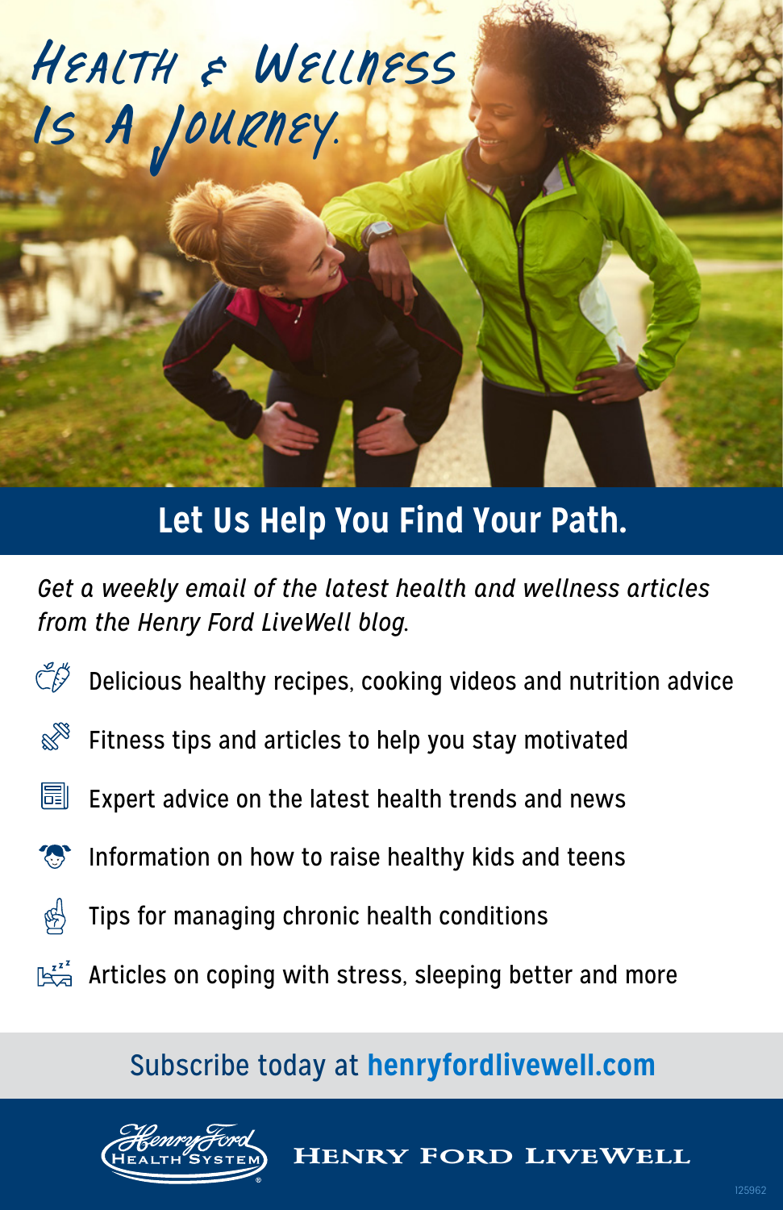# Health & Wellness Is A Journey.

## Let Us Help You Find Your Path.

*Get a weekly email of the latest health and wellness articles from the Henry Ford LiveWell blog.*

- Delicious healthy recipes, cooking videos and nutrition advice
- Fitness tips and articles to help you stay motivated
- Expert advice on the latest health trends and news
- Information on how to raise healthy kids and teens
- Tips for managing chronic health conditions
- Articles on coping with stress, sleeping better and more

Subscribe today at **henryfordlivewell.com**

Henry Ford Health System

HENRY FORD LIVEWELL

125962